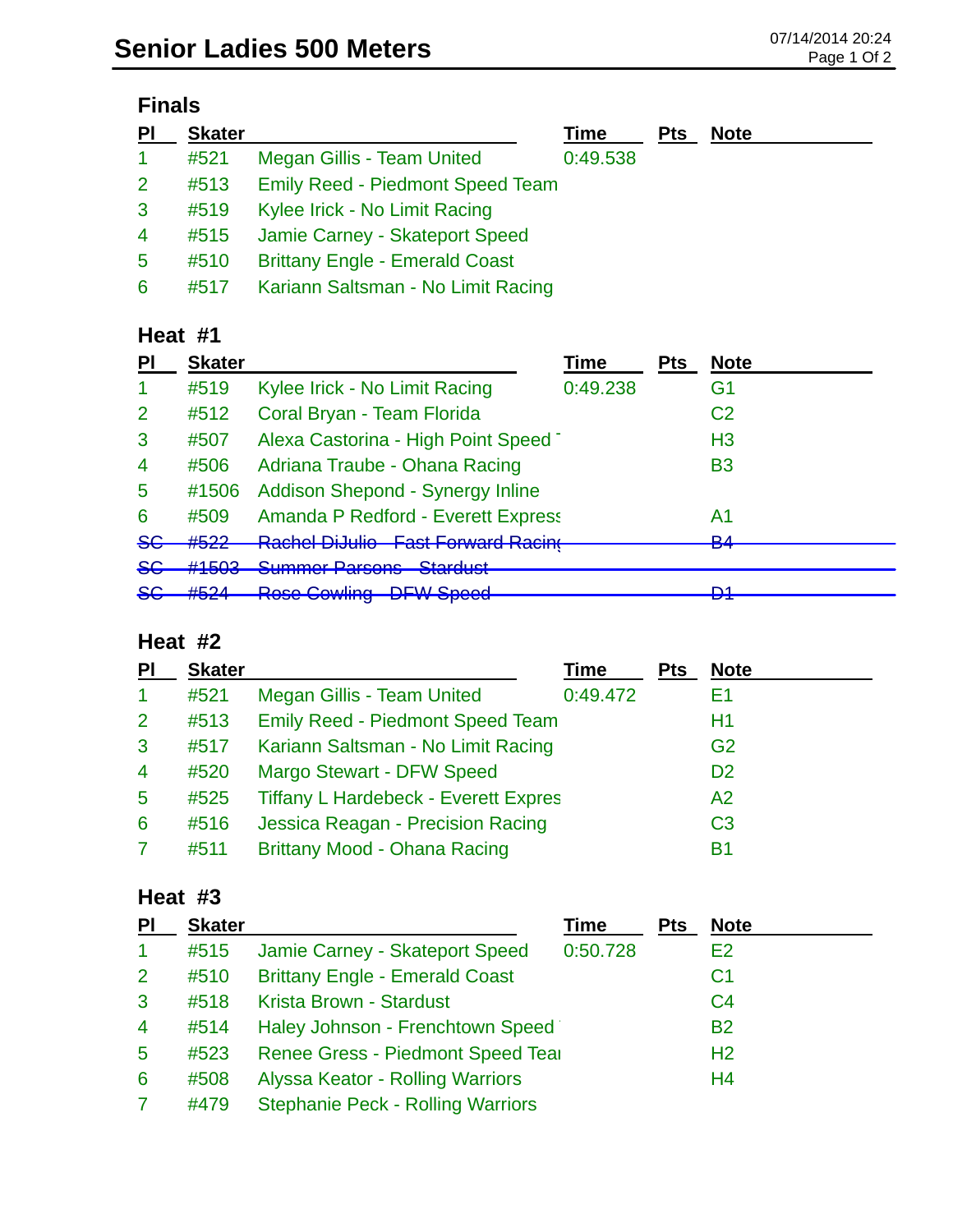# Senior Ladies 500 Meters

07/14/2014 20:24

## Finals

| Pl | Skater | | Time | Pts | Note |
|---|---|---|---|---|---|
| 1 | #521 | Megan Gillis - Team United | 0:49.538 | | |
| 2 | #513 | Emily Reed - Piedmont Speed Team | | | |
| 3 | #519 | Kylee Irick - No Limit Racing | | | |
| 4 | #515 | Jamie Carney - Skateport Speed | | | |
| 5 | #510 | Brittany Engle - Emerald Coast | | | |
| 6 | #517 | Kariann Saltsman - No Limit Racing | | | |

## Heat #1

| Pl | Skater | | Time | Pts | Note |
|---|---|---|---|---|---|
| 1 | #519 | Kylee Irick - No Limit Racing | 0:49.238 | | G1 |
| 2 | #512 | Coral Bryan - Team Florida | | | C2 |
| 3 | #507 | Alexa Castorina - High Point Speed | | | H3 |
| 4 | #506 | Adriana Traube - Ohana Racing | | | B3 |
| 5 | #1506 | Addison Shepond - Synergy Inline | | | |
| 6 | #509 | Amanda P Redford - Everett Express | | | A1 |
| ~~SC~~ | ~~#522~~ | ~~Rachel DiJulio - Fast Forward Racing~~ | | | ~~B4~~ |
| ~~SC~~ | ~~#1503~~ | ~~Summer Parsons - Stardust~~ | | | |
| ~~SC~~ | ~~#524~~ | ~~Rose Cowling - DFW Speed~~ | | | ~~D1~~ |

## Heat #2

| Pl | Skater | | Time | Pts | Note |
|---|---|---|---|---|---|
| 1 | #521 | Megan Gillis - Team United | 0:49.472 | | E1 |
| 2 | #513 | Emily Reed - Piedmont Speed Team | | | H1 |
| 3 | #517 | Kariann Saltsman - No Limit Racing | | | G2 |
| 4 | #520 | Margo Stewart - DFW Speed | | | D2 |
| 5 | #525 | Tiffany L Hardebeck - Everett Expres | | | A2 |
| 6 | #516 | Jessica Reagan - Precision Racing | | | C3 |
| 7 | #511 | Brittany Mood - Ohana Racing | | | B1 |

## Heat #3

| Pl | Skater | | Time | Pts | Note |
|---|---|---|---|---|---|
| 1 | #515 | Jamie Carney - Skateport Speed | 0:50.728 | | E2 |
| 2 | #510 | Brittany Engle - Emerald Coast | | | C1 |
| 3 | #518 | Krista Brown - Stardust | | | C4 |
| 4 | #514 | Haley Johnson - Frenchtown Speed | | | B2 |
| 5 | #523 | Renee Gress - Piedmont Speed Tea | | | H2 |
| 6 | #508 | Alyssa Keator - Rolling Warriors | | | H4 |
| 7 | #479 | Stephanie Peck - Rolling Warriors | | | |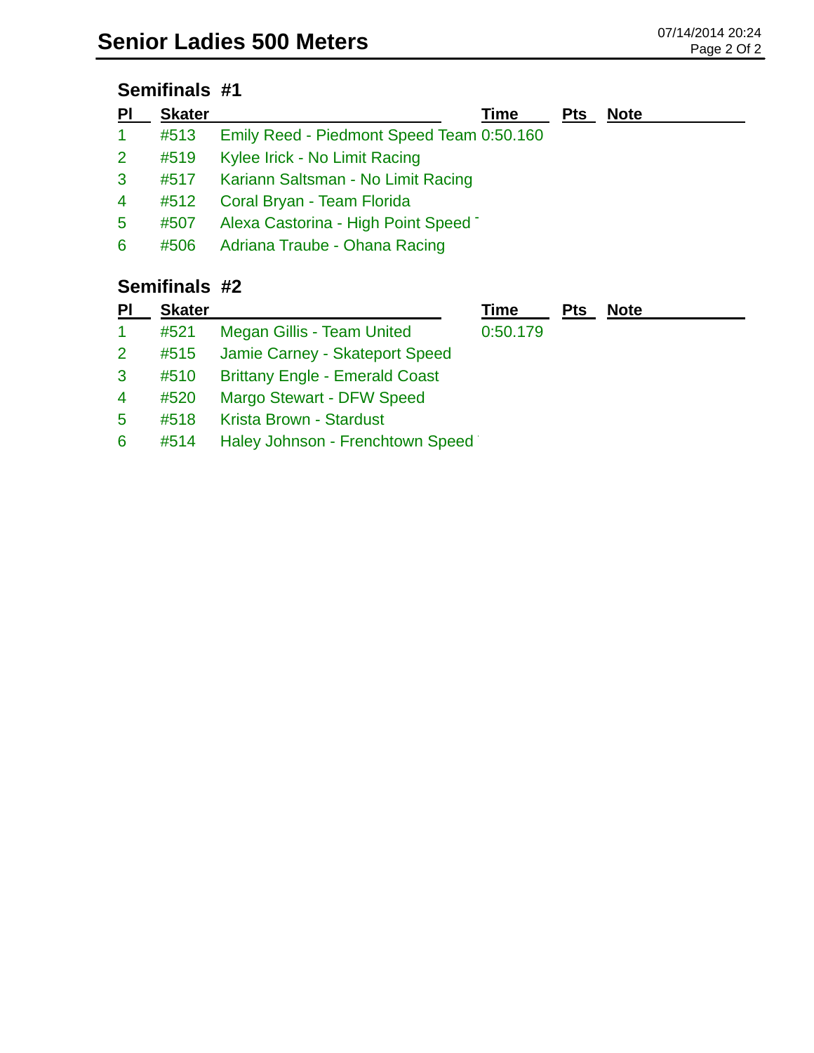# Senior Ladies 500 Meters

## Semifinals #1

| Pl | Skater | | Time | Pts | Note |
|---|---|---|---|---|---|
| 1 | #513 | Emily Reed - Piedmont Speed Team | 0:50.160 | | |
| 2 | #519 | Kylee Irick - No Limit Racing | | | |
| 3 | #517 | Kariann Saltsman - No Limit Racing | | | |
| 4 | #512 | Coral Bryan - Team Florida | | | |
| 5 | #507 | Alexa Castorina - High Point Speed T | | | |
| 6 | #506 | Adriana Traube - Ohana Racing | | | |

## Semifinals #2

| Pl | Skater | | Time | Pts | Note |
|---|---|---|---|---|---|
| 1 | #521 | Megan Gillis - Team United | 0:50.179 | | |
| 2 | #515 | Jamie Carney - Skateport Speed | | | |
| 3 | #510 | Brittany Engle - Emerald Coast | | | |
| 4 | #520 | Margo Stewart - DFW Speed | | | |
| 5 | #518 | Krista Brown - Stardust | | | |
| 6 | #514 | Haley Johnson - Frenchtown Speed | | | |